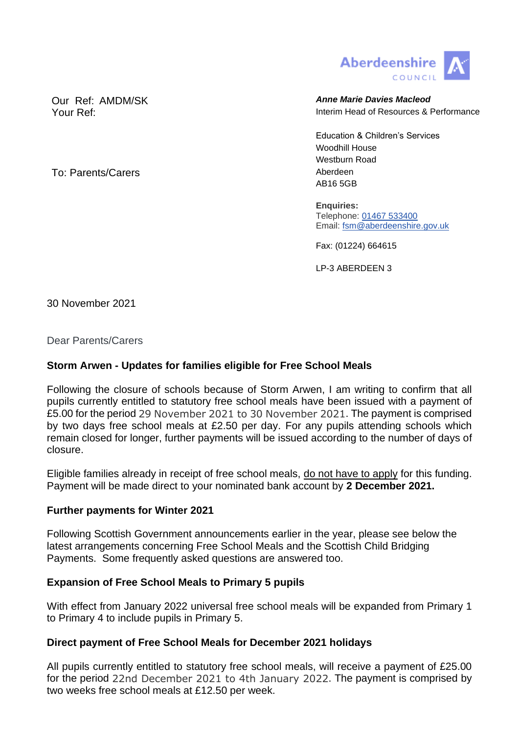Aberdeenshire COUNCIL

Our Ref: AMDM/SK
Your Ref:

To: Parents/Carers

***Anne Marie Davies Macleod***
Interim Head of Resources & Performance

Education & Children's Services
Woodhill House
Westburn Road
Aberdeen
AB16 5GB

**Enquiries:**
Telephone: 01467 533400
Email: fsm@aberdeenshire.gov.uk

Fax: (01224) 664615

LP-3 ABERDEEN 3

30 November 2021

Dear Parents/Carers

**Storm Arwen - Updates for families eligible for Free School Meals**

Following the closure of schools because of Storm Arwen, I am writing to confirm that all pupils currently entitled to statutory free school meals have been issued with a payment of £5.00 for the period 29 November 2021 to 30 November 2021. The payment is comprised by two days free school meals at £2.50 per day. For any pupils attending schools which remain closed for longer, further payments will be issued according to the number of days of closure.

Eligible families already in receipt of free school meals, <u>do not have to apply</u> for this funding. Payment will be made direct to your nominated bank account by **2 December 2021.**

**Further payments for Winter 2021**

Following Scottish Government announcements earlier in the year, please see below the latest arrangements concerning Free School Meals and the Scottish Child Bridging Payments. Some frequently asked questions are answered too.

**Expansion of Free School Meals to Primary 5 pupils**

With effect from January 2022 universal free school meals will be expanded from Primary 1 to Primary 4 to include pupils in Primary 5.

**Direct payment of Free School Meals for December 2021 holidays**

All pupils currently entitled to statutory free school meals, will receive a payment of £25.00 for the period 22nd December 2021 to 4th January 2022. The payment is comprised by two weeks free school meals at £12.50 per week.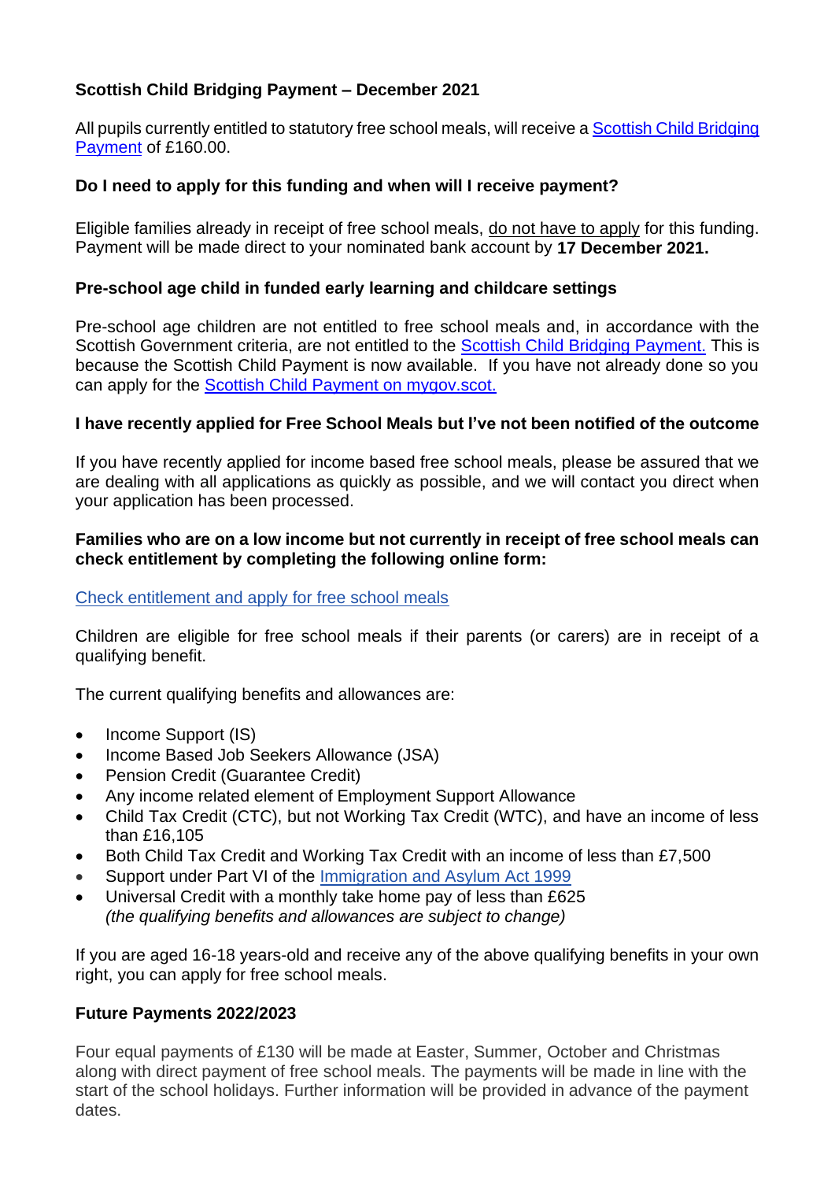## Scottish Child Bridging Payment – December 2021

All pupils currently entitled to statutory free school meals, will receive a Scottish Child Bridging Payment of £160.00.

### Do I need to apply for this funding and when will I receive payment?

Eligible families already in receipt of free school meals, do not have to apply for this funding. Payment will be made direct to your nominated bank account by **17 December 2021.**

### Pre-school age child in funded early learning and childcare settings

Pre-school age children are not entitled to free school meals and, in accordance with the Scottish Government criteria, are not entitled to the Scottish Child Bridging Payment. This is because the Scottish Child Payment is now available. If you have not already done so you can apply for the Scottish Child Payment on mygov.scot.

### I have recently applied for Free School Meals but I've not been notified of the outcome

If you have recently applied for income based free school meals, please be assured that we are dealing with all applications as quickly as possible, and we will contact you direct when your application has been processed.

**Families who are on a low income but not currently in receipt of free school meals can check entitlement by completing the following online form:**

Check entitlement and apply for free school meals

Children are eligible for free school meals if their parents (or carers) are in receipt of a qualifying benefit.

The current qualifying benefits and allowances are:

- Income Support (IS)
- Income Based Job Seekers Allowance (JSA)
- Pension Credit (Guarantee Credit)
- Any income related element of Employment Support Allowance
- Child Tax Credit (CTC), but not Working Tax Credit (WTC), and have an income of less than £16,105
- Both Child Tax Credit and Working Tax Credit with an income of less than £7,500
- Support under Part VI of the Immigration and Asylum Act 1999
- Universal Credit with a monthly take home pay of less than £625
  *(the qualifying benefits and allowances are subject to change)*

If you are aged 16-18 years-old and receive any of the above qualifying benefits in your own right, you can apply for free school meals.

### Future Payments 2022/2023

Four equal payments of £130 will be made at Easter, Summer, October and Christmas along with direct payment of free school meals. The payments will be made in line with the start of the school holidays. Further information will be provided in advance of the payment dates.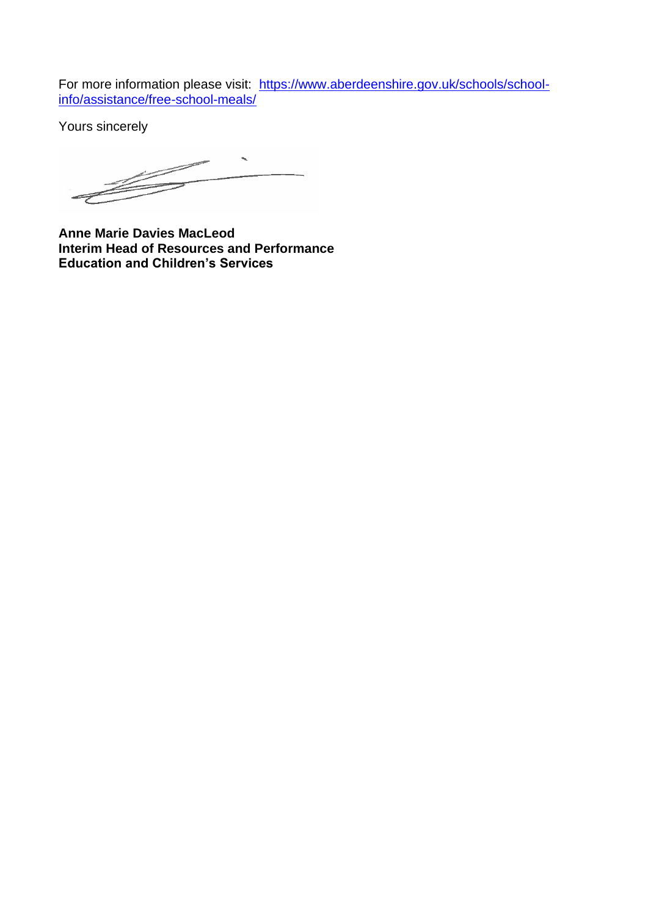For more information please visit: [https://www.aberdeenshire.gov.uk/schools/school-info/assistance/free-school-meals/](https://www.aberdeenshire.gov.uk/schools/school-info/assistance/free-school-meals/)

Yours sincerely

**Anne Marie Davies MacLeod**
**Interim Head of Resources and Performance**
**Education and Children's Services**